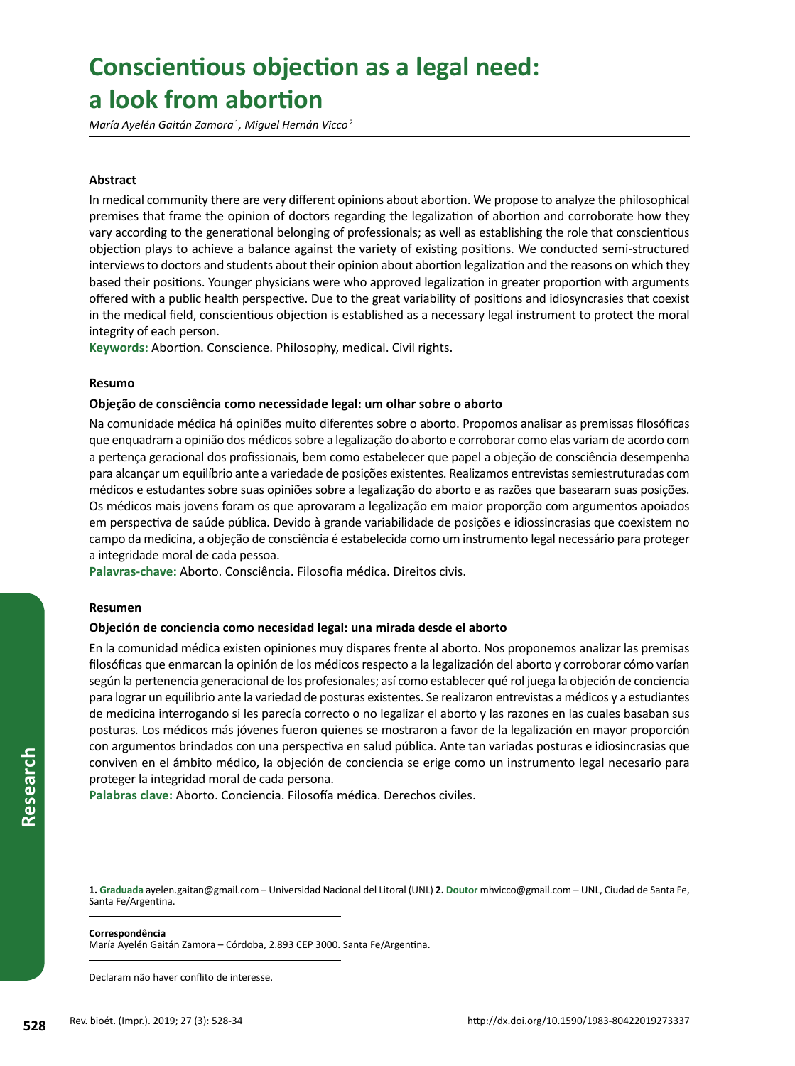# Conscientious objection as a legal need: a look from abortion

*María Ayelén Gaitán Zamora*[1], *Miguel Hernán Vicco*[2]

### Abstract

In medical community there are very different opinions about abortion. We propose to analyze the philosophical premises that frame the opinion of doctors regarding the legalization of abortion and corroborate how they vary according to the generational belonging of professionals; as well as establishing the role that conscientious objection plays to achieve a balance against the variety of existing positions. We conducted semi-structured interviews to doctors and students about their opinion about abortion legalization and the reasons on which they based their positions. Younger physicians were who approved legalization in greater proportion with arguments offered with a public health perspective. Due to the great variability of positions and idiosyncrasies that coexist in the medical field, conscientious objection is established as a necessary legal instrument to protect the moral integrity of each person.

**Keywords:** Abortion. Conscience. Philosophy, medical. Civil rights.

### Resumo

**Objeção de consciência como necessidade legal: um olhar sobre o aborto**

Na comunidade médica há opiniões muito diferentes sobre o aborto. Propomos analisar as premissas filosóficas que enquadram a opinião dos médicos sobre a legalização do aborto e corroborar como elas variam de acordo com a pertença geracional dos profissionais, bem como estabelecer que papel a objeção de consciência desempenha para alcançar um equilíbrio ante a variedade de posições existentes. Realizamos entrevistas semiestruturadas com médicos e estudantes sobre suas opiniões sobre a legalização do aborto e as razões que basearam suas posições. Os médicos mais jovens foram os que aprovaram a legalização em maior proporção com argumentos apoiados em perspectiva de saúde pública. Devido à grande variabilidade de posições e idiossincrasias que coexistem no campo da medicina, a objeção de consciência é estabelecida como um instrumento legal necessário para proteger a integridade moral de cada pessoa.

**Palavras-chave:** Aborto. Consciência. Filosofia médica. Direitos civis.

### Resumen

**Objeción de conciencia como necesidad legal: una mirada desde el aborto**

En la comunidad médica existen opiniones muy dispares frente al aborto. Nos proponemos analizar las premisas filosóficas que enmarcan la opinión de los médicos respecto a la legalización del aborto y corroborar cómo varían según la pertenencia generacional de los profesionales; así como establecer qué rol juega la objeción de conciencia para lograr un equilibrio ante la variedad de posturas existentes. Se realizaron entrevistas a médicos y a estudiantes de medicina interrogando si les parecía correcto o no legalizar el aborto y las razones en las cuales basaban sus posturas. Los médicos más jóvenes fueron quienes se mostraron a favor de la legalización en mayor proporción con argumentos brindados con una perspectiva en salud pública. Ante tan variadas posturas e idiosincrasias que conviven en el ámbito médico, la objeción de conciencia se erige como un instrumento legal necesario para proteger la integridad moral de cada persona.

**Palabras clave:** Aborto. Conciencia. Filosofía médica. Derechos civiles.

---

**1. Graduada** ayelen.gaitan@gmail.com – Universidad Nacional del Litoral (UNL) **2. Doutor** mhvicco@gmail.com – UNL, Ciudad de Santa Fe, Santa Fe/Argentina.

**Correspondência**
María Ayelén Gaitán Zamora – Córdoba, 2.893 CEP 3000. Santa Fe/Argentina.

Declaram não haver conflito de interesse.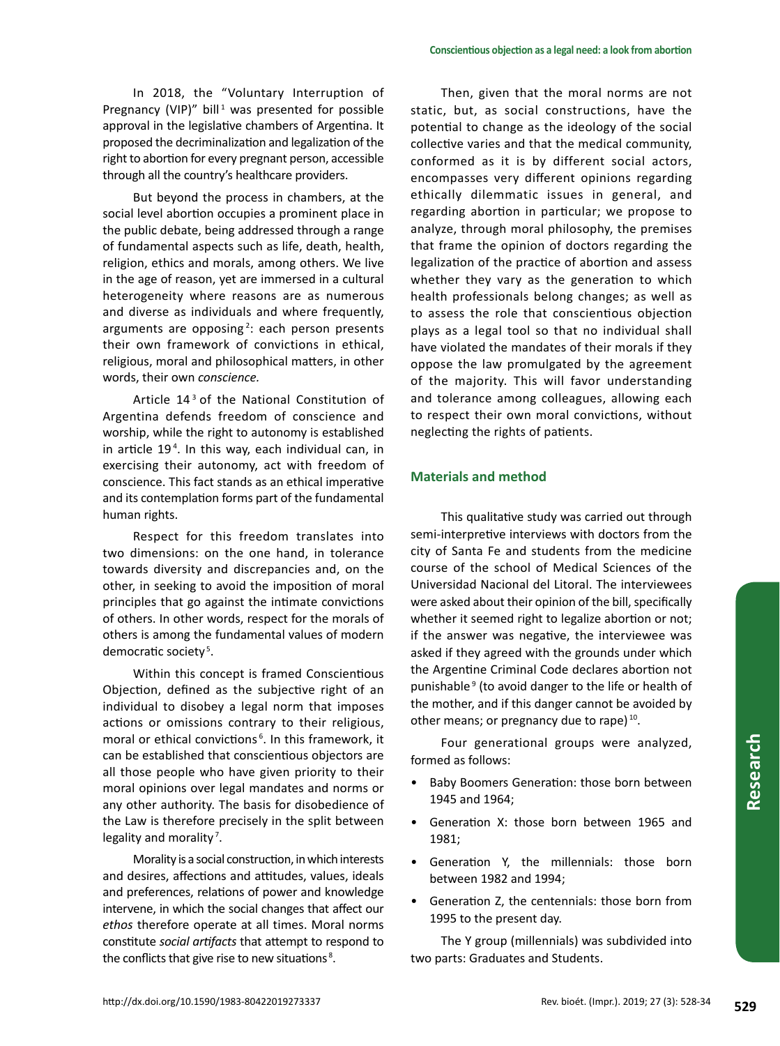In 2018, the "Voluntary Interruption of Pregnancy (VIP)" bill[1] was presented for possible approval in the legislative chambers of Argentina. It proposed the decriminalization and legalization of the right to abortion for every pregnant person, accessible through all the country's healthcare providers.

But beyond the process in chambers, at the social level abortion occupies a prominent place in the public debate, being addressed through a range of fundamental aspects such as life, death, health, religion, ethics and morals, among others. We live in the age of reason, yet are immersed in a cultural heterogeneity where reasons are as numerous and diverse as individuals and where frequently, arguments are opposing[2]: each person presents their own framework of convictions in ethical, religious, moral and philosophical matters, in other words, their own *conscience.*

Article 14[3] of the National Constitution of Argentina defends freedom of conscience and worship, while the right to autonomy is established in article 19[4]. In this way, each individual can, in exercising their autonomy, act with freedom of conscience. This fact stands as an ethical imperative and its contemplation forms part of the fundamental human rights.

Respect for this freedom translates into two dimensions: on the one hand, in tolerance towards diversity and discrepancies and, on the other, in seeking to avoid the imposition of moral principles that go against the intimate convictions of others. In other words, respect for the morals of others is among the fundamental values of modern democratic society[5].

Within this concept is framed Conscientious Objection, defined as the subjective right of an individual to disobey a legal norm that imposes actions or omissions contrary to their religious, moral or ethical convictions[6]. In this framework, it can be established that conscientious objectors are all those people who have given priority to their moral opinions over legal mandates and norms or any other authority. The basis for disobedience of the Law is therefore precisely in the split between legality and morality[7].

Morality is a social construction, in which interests and desires, affections and attitudes, values, ideals and preferences, relations of power and knowledge intervene, in which the social changes that affect our *ethos* therefore operate at all times. Moral norms constitute *social artifacts* that attempt to respond to the conflicts that give rise to new situations[8].

Then, given that the moral norms are not static, but, as social constructions, have the potential to change as the ideology of the social collective varies and that the medical community, conformed as it is by different social actors, encompasses very different opinions regarding ethically dilemmatic issues in general, and regarding abortion in particular; we propose to analyze, through moral philosophy, the premises that frame the opinion of doctors regarding the legalization of the practice of abortion and assess whether they vary as the generation to which health professionals belong changes; as well as to assess the role that conscientious objection plays as a legal tool so that no individual shall have violated the mandates of their morals if they oppose the law promulgated by the agreement of the majority. This will favor understanding and tolerance among colleagues, allowing each to respect their own moral convictions, without neglecting the rights of patients.

## Materials and method

This qualitative study was carried out through semi-interpretive interviews with doctors from the city of Santa Fe and students from the medicine course of the school of Medical Sciences of the Universidad Nacional del Litoral. The interviewees were asked about their opinion of the bill, specifically whether it seemed right to legalize abortion or not; if the answer was negative, the interviewee was asked if they agreed with the grounds under which the Argentine Criminal Code declares abortion not punishable[9] (to avoid danger to the life or health of the mother, and if this danger cannot be avoided by other means; or pregnancy due to rape)[10].

Four generational groups were analyzed, formed as follows:

- Baby Boomers Generation: those born between 1945 and 1964;
- Generation X: those born between 1965 and 1981;
- Generation Y, the millennials: those born between 1982 and 1994;
- Generation Z, the centennials: those born from 1995 to the present day.

The Y group (millennials) was subdivided into two parts: Graduates and Students.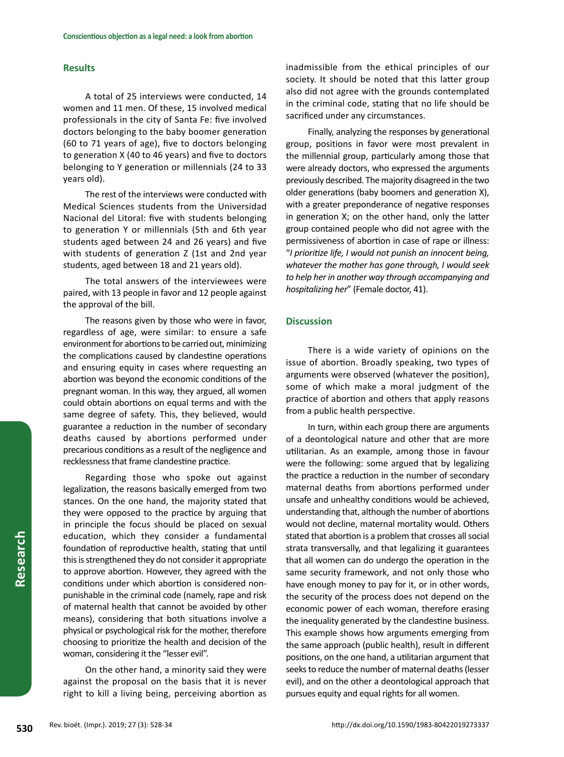## Results

A total of 25 interviews were conducted, 14 women and 11 men. Of these, 15 involved medical professionals in the city of Santa Fe: five involved doctors belonging to the baby boomer generation (60 to 71 years of age), five to doctors belonging to generation X (40 to 46 years) and five to doctors belonging to Y generation or millennials (24 to 33 years old).

The rest of the interviews were conducted with Medical Sciences students from the Universidad Nacional del Litoral: five with students belonging to generation Y or millennials (5th and 6th year students aged between 24 and 26 years) and five with students of generation Z (1st and 2nd year students, aged between 18 and 21 years old).

The total answers of the interviewees were paired, with 13 people in favor and 12 people against the approval of the bill.

The reasons given by those who were in favor, regardless of age, were similar: to ensure a safe environment for abortions to be carried out, minimizing the complications caused by clandestine operations and ensuring equity in cases where requesting an abortion was beyond the economic conditions of the pregnant woman. In this way, they argued, all women could obtain abortions on equal terms and with the same degree of safety. This, they believed, would guarantee a reduction in the number of secondary deaths caused by abortions performed under precarious conditions as a result of the negligence and recklessness that frame clandestine practice.

Regarding those who spoke out against legalization, the reasons basically emerged from two stances. On the one hand, the majority stated that they were opposed to the practice by arguing that in principle the focus should be placed on sexual education, which they consider a fundamental foundation of reproductive health, stating that until this is strengthened they do not consider it appropriate to approve abortion. However, they agreed with the conditions under which abortion is considered non-punishable in the criminal code (namely, rape and risk of maternal health that cannot be avoided by other means), considering that both situations involve a physical or psychological risk for the mother, therefore choosing to prioritize the health and decision of the woman, considering it the "lesser evil".

On the other hand, a minority said they were against the proposal on the basis that it is never right to kill a living being, perceiving abortion as inadmissible from the ethical principles of our society. It should be noted that this latter group also did not agree with the grounds contemplated in the criminal code, stating that no life should be sacrificed under any circumstances.

Finally, analyzing the responses by generational group, positions in favor were most prevalent in the millennial group, particularly among those that were already doctors, who expressed the arguments previously described. The majority disagreed in the two older generations (baby boomers and generation X), with a greater preponderance of negative responses in generation X; on the other hand, only the latter group contained people who did not agree with the permissiveness of abortion in case of rape or illness: "*I prioritize life, I would not punish an innocent being, whatever the mother has gone through, I would seek to help her in another way through accompanying and hospitalizing her*" (Female doctor, 41).

## Discussion

There is a wide variety of opinions on the issue of abortion. Broadly speaking, two types of arguments were observed (whatever the position), some of which make a moral judgment of the practice of abortion and others that apply reasons from a public health perspective.

In turn, within each group there are arguments of a deontological nature and other that are more utilitarian. As an example, among those in favour were the following: some argued that by legalizing the practice a reduction in the number of secondary maternal deaths from abortions performed under unsafe and unhealthy conditions would be achieved, understanding that, although the number of abortions would not decline, maternal mortality would. Others stated that abortion is a problem that crosses all social strata transversally, and that legalizing it guarantees that all women can do undergo the operation in the same security framework, and not only those who have enough money to pay for it, or in other words, the security of the process does not depend on the economic power of each woman, therefore erasing the inequality generated by the clandestine business. This example shows how arguments emerging from the same approach (public health), result in different positions, on the one hand, a utilitarian argument that seeks to reduce the number of maternal deaths (lesser evil), and on the other a deontological approach that pursues equity and equal rights for all women.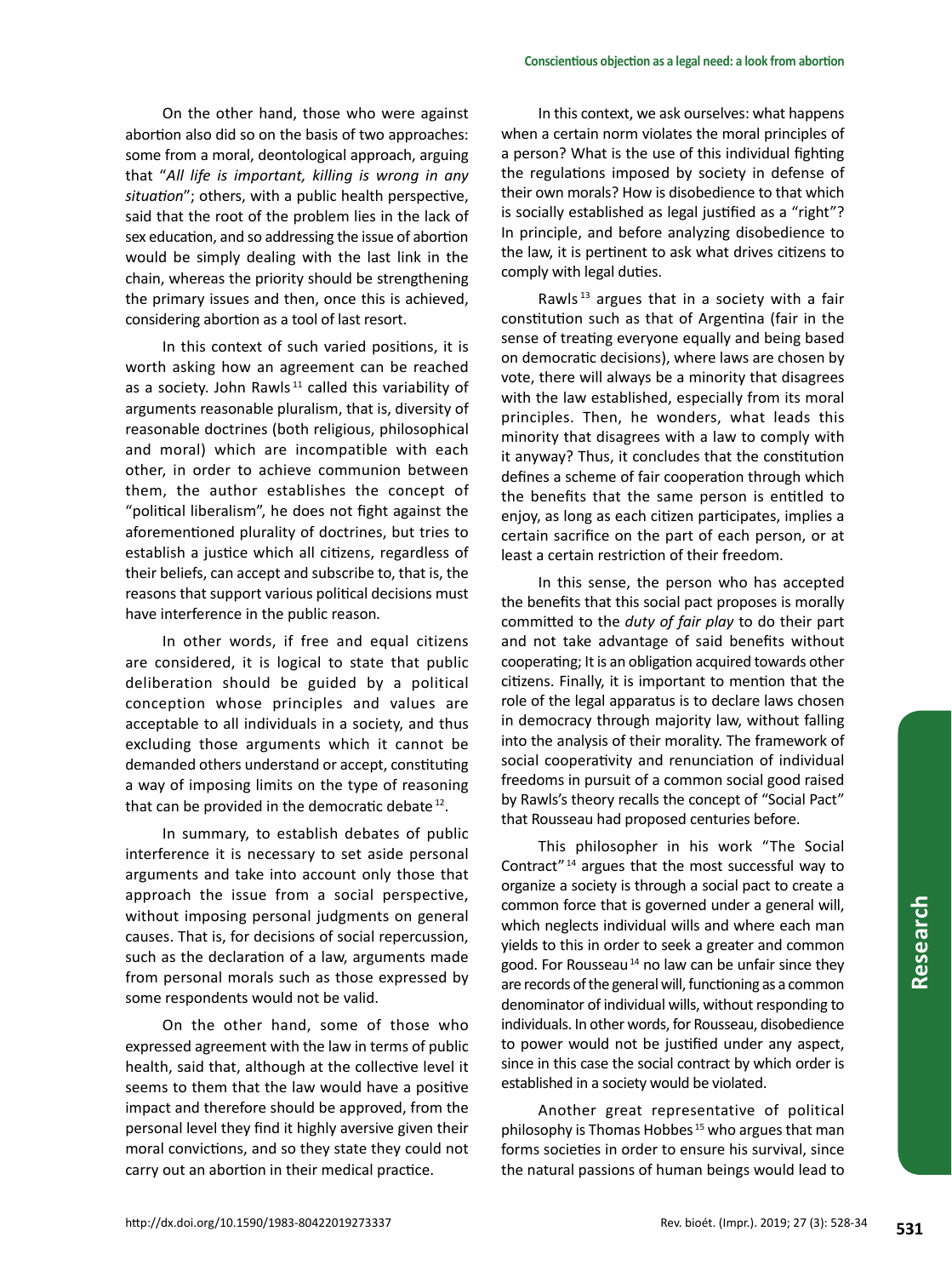On the other hand, those who were against abortion also did so on the basis of two approaches: some from a moral, deontological approach, arguing that "*All life is important, killing is wrong in any situation*"; others, with a public health perspective, said that the root of the problem lies in the lack of sex education, and so addressing the issue of abortion would be simply dealing with the last link in the chain, whereas the priority should be strengthening the primary issues and then, once this is achieved, considering abortion as a tool of last resort.

In this context of such varied positions, it is worth asking how an agreement can be reached as a society. John Rawls [11] called this variability of arguments reasonable pluralism, that is, diversity of reasonable doctrines (both religious, philosophical and moral) which are incompatible with each other, in order to achieve communion between them, the author establishes the concept of "political liberalism", he does not fight against the aforementioned plurality of doctrines, but tries to establish a justice which all citizens, regardless of their beliefs, can accept and subscribe to, that is, the reasons that support various political decisions must have interference in the public reason.

In other words, if free and equal citizens are considered, it is logical to state that public deliberation should be guided by a political conception whose principles and values are acceptable to all individuals in a society, and thus excluding those arguments which it cannot be demanded others understand or accept, constituting a way of imposing limits on the type of reasoning that can be provided in the democratic debate [12].

In summary, to establish debates of public interference it is necessary to set aside personal arguments and take into account only those that approach the issue from a social perspective, without imposing personal judgments on general causes. That is, for decisions of social repercussion, such as the declaration of a law, arguments made from personal morals such as those expressed by some respondents would not be valid.

On the other hand, some of those who expressed agreement with the law in terms of public health, said that, although at the collective level it seems to them that the law would have a positive impact and therefore should be approved, from the personal level they find it highly aversive given their moral convictions, and so they state they could not carry out an abortion in their medical practice.

In this context, we ask ourselves: what happens when a certain norm violates the moral principles of a person? What is the use of this individual fighting the regulations imposed by society in defense of their own morals? How is disobedience to that which is socially established as legal justified as a "right"? In principle, and before analyzing disobedience to the law, it is pertinent to ask what drives citizens to comply with legal duties.

Rawls [13] argues that in a society with a fair constitution such as that of Argentina (fair in the sense of treating everyone equally and being based on democratic decisions), where laws are chosen by vote, there will always be a minority that disagrees with the law established, especially from its moral principles. Then, he wonders, what leads this minority that disagrees with a law to comply with it anyway? Thus, it concludes that the constitution defines a scheme of fair cooperation through which the benefits that the same person is entitled to enjoy, as long as each citizen participates, implies a certain sacrifice on the part of each person, or at least a certain restriction of their freedom.

In this sense, the person who has accepted the benefits that this social pact proposes is morally committed to the *duty of fair play* to do their part and not take advantage of said benefits without cooperating; It is an obligation acquired towards other citizens. Finally, it is important to mention that the role of the legal apparatus is to declare laws chosen in democracy through majority law, without falling into the analysis of their morality. The framework of social cooperativity and renunciation of individual freedoms in pursuit of a common social good raised by Rawls's theory recalls the concept of "Social Pact" that Rousseau had proposed centuries before.

This philosopher in his work "The Social Contract" [14] argues that the most successful way to organize a society is through a social pact to create a common force that is governed under a general will, which neglects individual wills and where each man yields to this in order to seek a greater and common good. For Rousseau [14] no law can be unfair since they are records of the general will, functioning as a common denominator of individual wills, without responding to individuals. In other words, for Rousseau, disobedience to power would not be justified under any aspect, since in this case the social contract by which order is established in a society would be violated.

Another great representative of political philosophy is Thomas Hobbes [15] who argues that man forms societies in order to ensure his survival, since the natural passions of human beings would lead to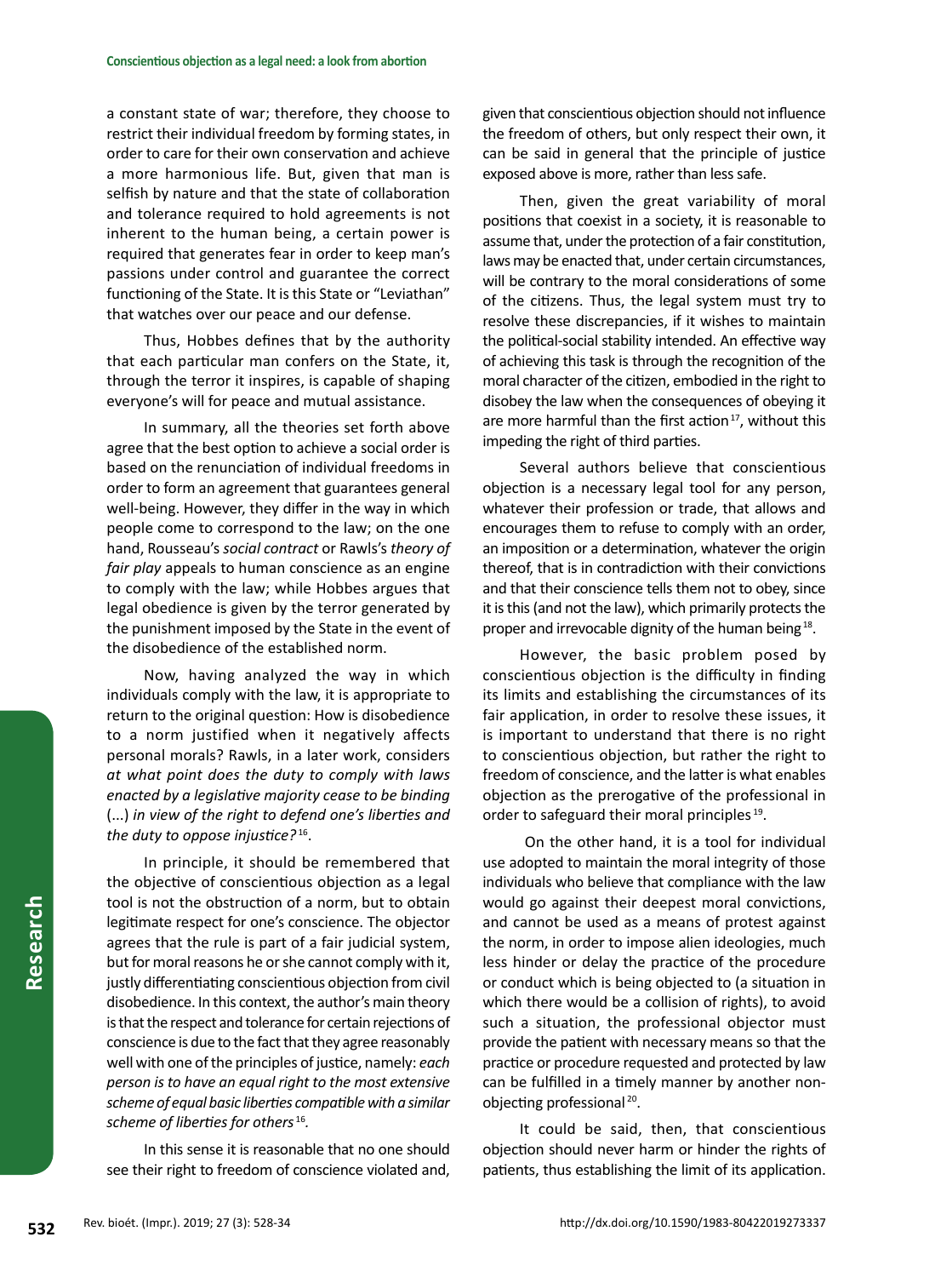a constant state of war; therefore, they choose to restrict their individual freedom by forming states, in order to care for their own conservation and achieve a more harmonious life. But, given that man is selfish by nature and that the state of collaboration and tolerance required to hold agreements is not inherent to the human being, a certain power is required that generates fear in order to keep man's passions under control and guarantee the correct functioning of the State. It is this State or "Leviathan" that watches over our peace and our defense.

Thus, Hobbes defines that by the authority that each particular man confers on the State, it, through the terror it inspires, is capable of shaping everyone's will for peace and mutual assistance.

In summary, all the theories set forth above agree that the best option to achieve a social order is based on the renunciation of individual freedoms in order to form an agreement that guarantees general well-being. However, they differ in the way in which people come to correspond to the law; on the one hand, Rousseau's *social contract* or Rawls's *theory of fair play* appeals to human conscience as an engine to comply with the law; while Hobbes argues that legal obedience is given by the terror generated by the punishment imposed by the State in the event of the disobedience of the established norm.

Now, having analyzed the way in which individuals comply with the law, it is appropriate to return to the original question: How is disobedience to a norm justified when it negatively affects personal morals? Rawls, in a later work, considers *at what point does the duty to comply with laws enacted by a legislative majority cease to be binding* (...) *in view of the right to defend one's liberties and the duty to oppose injustice?*[16].

In principle, it should be remembered that the objective of conscientious objection as a legal tool is not the obstruction of a norm, but to obtain legitimate respect for one's conscience. The objector agrees that the rule is part of a fair judicial system, but for moral reasons he or she cannot comply with it, justly differentiating conscientious objection from civil disobedience. In this context, the author's main theory is that the respect and tolerance for certain rejections of conscience is due to the fact that they agree reasonably well with one of the principles of justice, namely: *each person is to have an equal right to the most extensive scheme of equal basic liberties compatible with a similar scheme of liberties for others*[16].

In this sense it is reasonable that no one should see their right to freedom of conscience violated and, given that conscientious objection should not influence the freedom of others, but only respect their own, it can be said in general that the principle of justice exposed above is more, rather than less safe.

Then, given the great variability of moral positions that coexist in a society, it is reasonable to assume that, under the protection of a fair constitution, laws may be enacted that, under certain circumstances, will be contrary to the moral considerations of some of the citizens. Thus, the legal system must try to resolve these discrepancies, if it wishes to maintain the political-social stability intended. An effective way of achieving this task is through the recognition of the moral character of the citizen, embodied in the right to disobey the law when the consequences of obeying it are more harmful than the first action[17], without this impeding the right of third parties.

Several authors believe that conscientious objection is a necessary legal tool for any person, whatever their profession or trade, that allows and encourages them to refuse to comply with an order, an imposition or a determination, whatever the origin thereof, that is in contradiction with their convictions and that their conscience tells them not to obey, since it is this (and not the law), which primarily protects the proper and irrevocable dignity of the human being[18].

However, the basic problem posed by conscientious objection is the difficulty in finding its limits and establishing the circumstances of its fair application, in order to resolve these issues, it is important to understand that there is no right to conscientious objection, but rather the right to freedom of conscience, and the latter is what enables objection as the prerogative of the professional in order to safeguard their moral principles[19].

On the other hand, it is a tool for individual use adopted to maintain the moral integrity of those individuals who believe that compliance with the law would go against their deepest moral convictions, and cannot be used as a means of protest against the norm, in order to impose alien ideologies, much less hinder or delay the practice of the procedure or conduct which is being objected to (a situation in which there would be a collision of rights), to avoid such a situation, the professional objector must provide the patient with necessary means so that the practice or procedure requested and protected by law can be fulfilled in a timely manner by another non-objecting professional[20].

It could be said, then, that conscientious objection should never harm or hinder the rights of patients, thus establishing the limit of its application.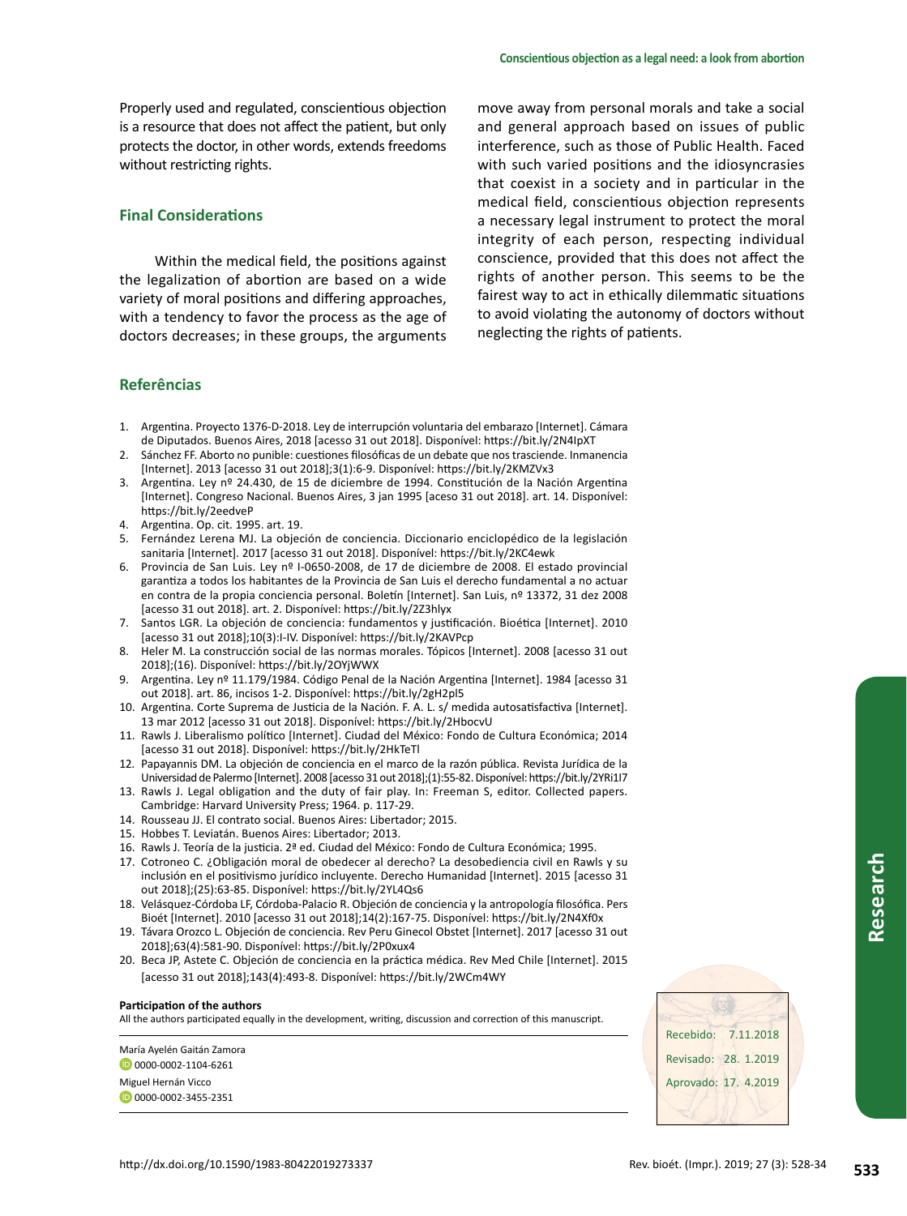Properly used and regulated, conscientious objection is a resource that does not affect the patient, but only protects the doctor, in other words, extends freedoms without restricting rights.

## Final Considerations

Within the medical field, the positions against the legalization of abortion are based on a wide variety of moral positions and differing approaches, with a tendency to favor the process as the age of doctors decreases; in these groups, the arguments move away from personal morals and take a social and general approach based on issues of public interference, such as those of Public Health. Faced with such varied positions and the idiosyncrasies that coexist in a society and in particular in the medical field, conscientious objection represents a necessary legal instrument to protect the moral integrity of each person, respecting individual conscience, provided that this does not affect the rights of another person. This seems to be the fairest way to act in ethically dilemmatic situations to avoid violating the autonomy of doctors without neglecting the rights of patients.

## Referências

1. Argentina. Proyecto 1376-D-2018. Ley de interrupción voluntaria del embarazo [Internet]. Cámara de Diputados. Buenos Aires, 2018 [acesso 31 out 2018]. Disponível: https://bit.ly/2N4IpXT
2. Sánchez FF. Aborto no punible: cuestiones filosóficas de un debate que nos trasciende. Inmanencia [Internet]. 2013 [acesso 31 out 2018];3(1):6-9. Disponível: https://bit.ly/2KMZVx3
3. Argentina. Ley nº 24.430, de 15 de diciembre de 1994. Constitución de la Nación Argentina [Internet]. Congreso Nacional. Buenos Aires, 3 jan 1995 [aceso 31 out 2018]. art. 14. Disponível: https://bit.ly/2eedveP
4. Argentina. Op. cit. 1995. art. 19.
5. Fernández Lerena MJ. La objeción de conciencia. Diccionario enciclopédico de la legislación sanitaria [Internet]. 2017 [acesso 31 out 2018]. Disponível: https://bit.ly/2KC4ewk
6. Provincia de San Luis. Ley nº I-0650-2008, de 17 de diciembre de 2008. El estado provincial garantiza a todos los habitantes de la Provincia de San Luis el derecho fundamental a no actuar en contra de la propia conciencia personal. Boletín [Internet]. San Luis, nº 13372, 31 dez 2008 [acesso 31 out 2018]. art. 2. Disponível: https://bit.ly/2Z3hlyx
7. Santos LGR. La objeción de conciencia: fundamentos y justificación. Bioética [Internet]. 2010 [acesso 31 out 2018];10(3):I-IV. Disponível: https://bit.ly/2KAVPcp
8. Heler M. La construcción social de las normas morales. Tópicos [Internet]. 2008 [acesso 31 out 2018];(16). Disponível: https://bit.ly/2OYjWWX
9. Argentina. Ley nº 11.179/1984. Código Penal de la Nación Argentina [Internet]. 1984 [acesso 31 out 2018]. art. 86, incisos 1-2. Disponível: https://bit.ly/2gH2pl5
10. Argentina. Corte Suprema de Justicia de la Nación. F. A. L. s/ medida autosatisfactiva [Internet]. 13 mar 2012 [acesso 31 out 2018]. Disponível: https://bit.ly/2HbocvU
11. Rawls J. Liberalismo político [Internet]. Ciudad del México: Fondo de Cultura Económica; 2014 [acesso 31 out 2018]. Disponível: https://bit.ly/2HkTeTl
12. Papayannis DM. La objeción de conciencia en el marco de la razón pública. Revista Jurídica de la Universidad de Palermo [Internet]. 2008 [acesso 31 out 2018];(1):55-82. Disponível: https://bit.ly/2YRi1I7
13. Rawls J. Legal obligation and the duty of fair play. In: Freeman S, editor. Collected papers. Cambridge: Harvard University Press; 1964. p. 117-29.
14. Rousseau JJ. El contrato social. Buenos Aires: Libertador; 2015.
15. Hobbes T. Leviatán. Buenos Aires: Libertador; 2013.
16. Rawls J. Teoría de la justicia. 2ª ed. Ciudad del México: Fondo de Cultura Económica; 1995.
17. Cotroneo C. ¿Obligación moral de obedecer al derecho? La desobediencia civil en Rawls y su inclusión en el positivismo jurídico incluyente. Derecho Humanidad [Internet]. 2015 [acesso 31 out 2018];(25):63-85. Disponível: https://bit.ly/2YL4Qs6
18. Velásquez-Córdoba LF, Córdoba-Palacio R. Objeción de conciencia y la antropología filosófica. Pers Bioét [Internet]. 2010 [acesso 31 out 2018];14(2):167-75. Disponível: https://bit.ly/2N4Xf0x
19. Távara Orozco L. Objeción de conciencia. Rev Peru Ginecol Obstet [Internet]. 2017 [acesso 31 out 2018];63(4):581-90. Disponível: https://bit.ly/2P0xux4
20. Beca JP, Astete C. Objeción de conciencia en la práctica médica. Rev Med Chile [Internet]. 2015 [acesso 31 out 2018];143(4):493-8. Disponível: https://bit.ly/2WCm4WY

**Participation of the authors**

All the authors participated equally in the development, writing, discussion and correction of this manuscript.

María Ayelén Gaitán Zamora
0000-0002-1104-6261

Miguel Hernán Vicco
0000-0002-3455-2351

Recebido: 7.11.2018
Revisado: 28. 1.2019
Aprovado: 17. 4.2019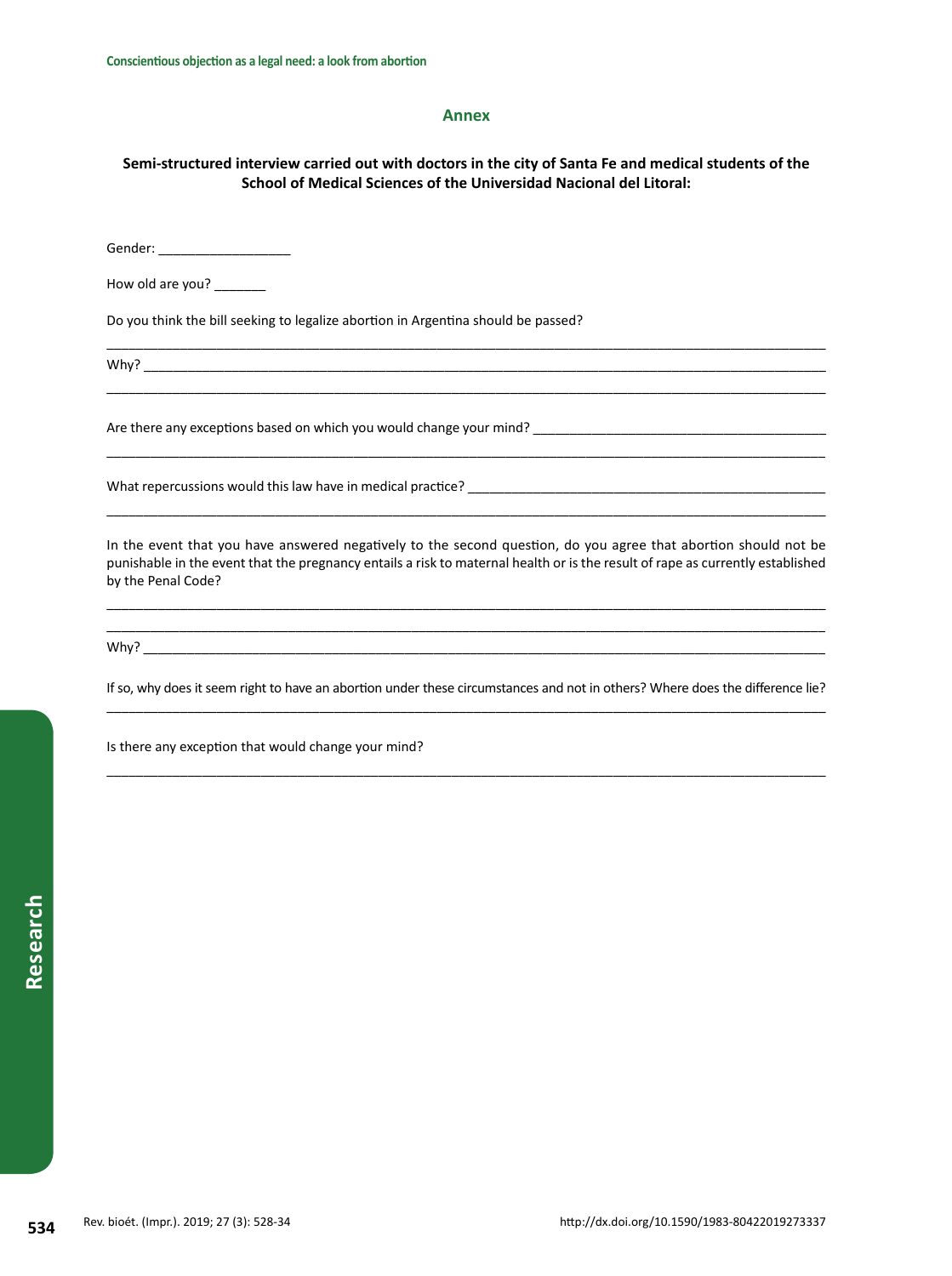## Annex

**Semi-structured interview carried out with doctors in the city of Santa Fe and medical students of the School of Medical Sciences of the Universidad Nacional del Litoral:**

Gender: __________________

How old are you? _______

Do you think the bill seeking to legalize abortion in Argentina should be passed?

______________________________________________________________________________________

Why? __________________________________________________________________________________

______________________________________________________________________________________

Are there any exceptions based on which you would change your mind? ________________________________

______________________________________________________________________________________

What repercussions would this law have in medical practice? _______________________________________

______________________________________________________________________________________

In the event that you have answered negatively to the second question, do you agree that abortion should not be punishable in the event that the pregnancy entails a risk to maternal health or is the result of rape as currently established by the Penal Code?

______________________________________________________________________________________

______________________________________________________________________________________

Why? __________________________________________________________________________________

If so, why does it seem right to have an abortion under these circumstances and not in others? Where does the difference lie?

______________________________________________________________________________________

Is there any exception that would change your mind?

______________________________________________________________________________________